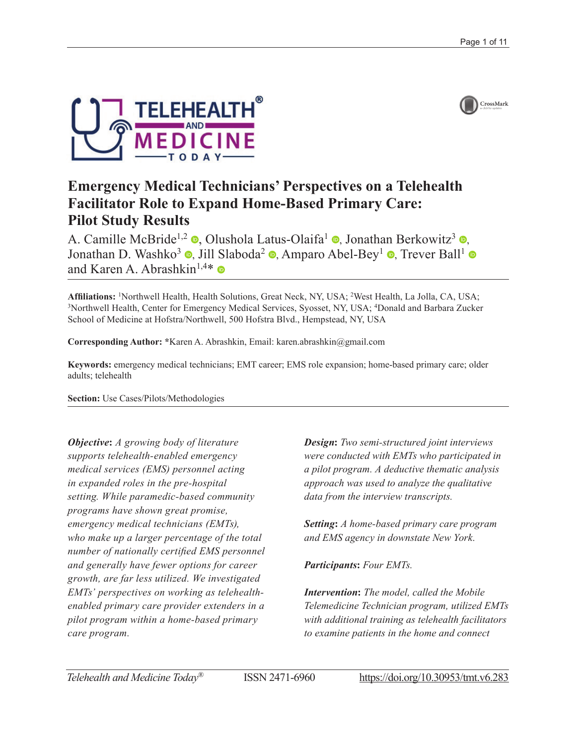# Emergency Medical Technicians' Perspectives on a Telehealth Facilitator Role to Expand Home-Based Primary Care: Pilot Study Results

A. Camille McBride[1,2], Olushola Latus-Olaifa[1], Jonathan Berkowitz[3], Jonathan D. Washko[3], Jill Slaboda[2], Amparo Abel-Bey[1], Trever Ball[1] and Karen A. Abrashkin[1,4]*

**Affiliations:** [1]Northwell Health, Health Solutions, Great Neck, NY, USA; [2]West Health, La Jolla, CA, USA; [3]Northwell Health, Center for Emergency Medical Services, Syosset, NY, USA; [4]Donald and Barbara Zucker School of Medicine at Hofstra/Northwell, 500 Hofstra Blvd., Hempstead, NY, USA

**Corresponding Author:** *Karen A. Abrashkin, Email: karen.abrashkin@gmail.com

**Keywords:** emergency medical technicians; EMT career; EMS role expansion; home-based primary care; older adults; telehealth

**Section:** Use Cases/Pilots/Methodologies

***Objective*:** *A growing body of literature supports telehealth-enabled emergency medical services (EMS) personnel acting in expanded roles in the pre-hospital setting. While paramedic-based community programs have shown great promise, emergency medical technicians (EMTs), who make up a larger percentage of the total number of nationally certified EMS personnel and generally have fewer options for career growth, are far less utilized. We investigated EMTs' perspectives on working as telehealth-enabled primary care provider extenders in a pilot program within a home-based primary care program.*

***Design*:** *Two semi-structured joint interviews were conducted with EMTs who participated in a pilot program. A deductive thematic analysis approach was used to analyze the qualitative data from the interview transcripts.*

***Setting*:** *A home-based primary care program and EMS agency in downstate New York.*

***Participants*:** *Four EMTs.*

***Intervention*:** *The model, called the Mobile Telemedicine Technician program, utilized EMTs with additional training as telehealth facilitators to examine patients in the home and connect*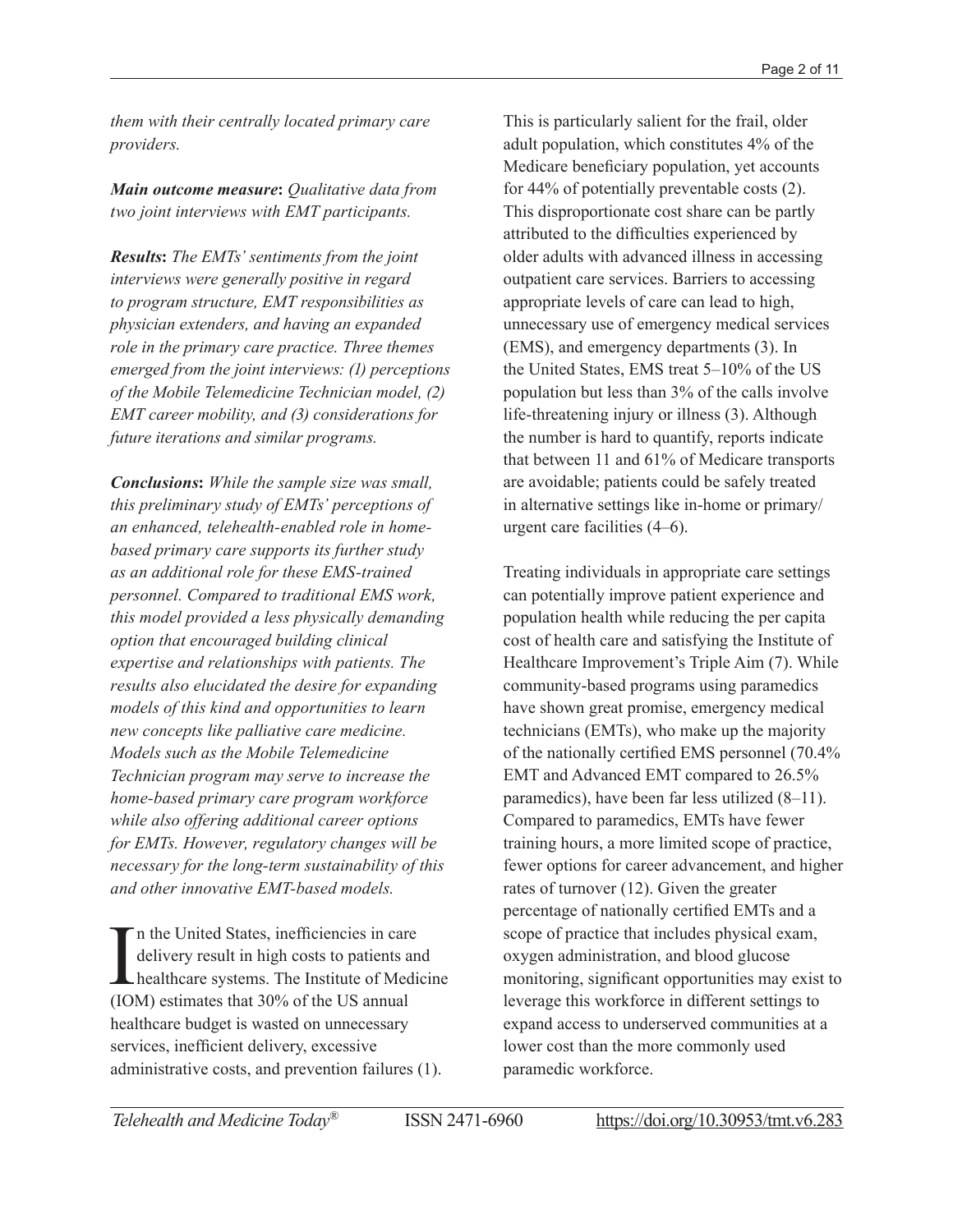*them with their centrally located primary care providers.*

***Main outcome measure*****:** *Qualitative data from two joint interviews with EMT participants.*

***Results*****:** *The EMTs' sentiments from the joint interviews were generally positive in regard to program structure, EMT responsibilities as physician extenders, and having an expanded role in the primary care practice. Three themes emerged from the joint interviews: (1) perceptions of the Mobile Telemedicine Technician model, (2) EMT career mobility, and (3) considerations for future iterations and similar programs.*

***Conclusions*****:** *While the sample size was small, this preliminary study of EMTs' perceptions of an enhanced, telehealth-enabled role in home-based primary care supports its further study as an additional role for these EMS-trained personnel. Compared to traditional EMS work, this model provided a less physically demanding option that encouraged building clinical expertise and relationships with patients. The results also elucidated the desire for expanding models of this kind and opportunities to learn new concepts like palliative care medicine. Models such as the Mobile Telemedicine Technician program may serve to increase the home-based primary care program workforce while also offering additional career options for EMTs. However, regulatory changes will be necessary for the long-term sustainability of this and other innovative EMT-based models.*

In the United States, inefficiencies in care delivery result in high costs to patients and healthcare systems. The Institute of Medicine (IOM) estimates that 30% of the US annual healthcare budget is wasted on unnecessary services, inefficient delivery, excessive administrative costs, and prevention failures (1). This is particularly salient for the frail, older adult population, which constitutes 4% of the Medicare beneficiary population, yet accounts for 44% of potentially preventable costs (2). This disproportionate cost share can be partly attributed to the difficulties experienced by older adults with advanced illness in accessing outpatient care services. Barriers to accessing appropriate levels of care can lead to high, unnecessary use of emergency medical services (EMS), and emergency departments (3). In the United States, EMS treat 5–10% of the US population but less than 3% of the calls involve life-threatening injury or illness (3). Although the number is hard to quantify, reports indicate that between 11 and 61% of Medicare transports are avoidable; patients could be safely treated in alternative settings like in-home or primary/urgent care facilities (4–6).

Treating individuals in appropriate care settings can potentially improve patient experience and population health while reducing the per capita cost of health care and satisfying the Institute of Healthcare Improvement's Triple Aim (7). While community-based programs using paramedics have shown great promise, emergency medical technicians (EMTs), who make up the majority of the nationally certified EMS personnel (70.4% EMT and Advanced EMT compared to 26.5% paramedics), have been far less utilized (8–11). Compared to paramedics, EMTs have fewer training hours, a more limited scope of practice, fewer options for career advancement, and higher rates of turnover (12). Given the greater percentage of nationally certified EMTs and a scope of practice that includes physical exam, oxygen administration, and blood glucose monitoring, significant opportunities may exist to leverage this workforce in different settings to expand access to underserved communities at a lower cost than the more commonly used paramedic workforce.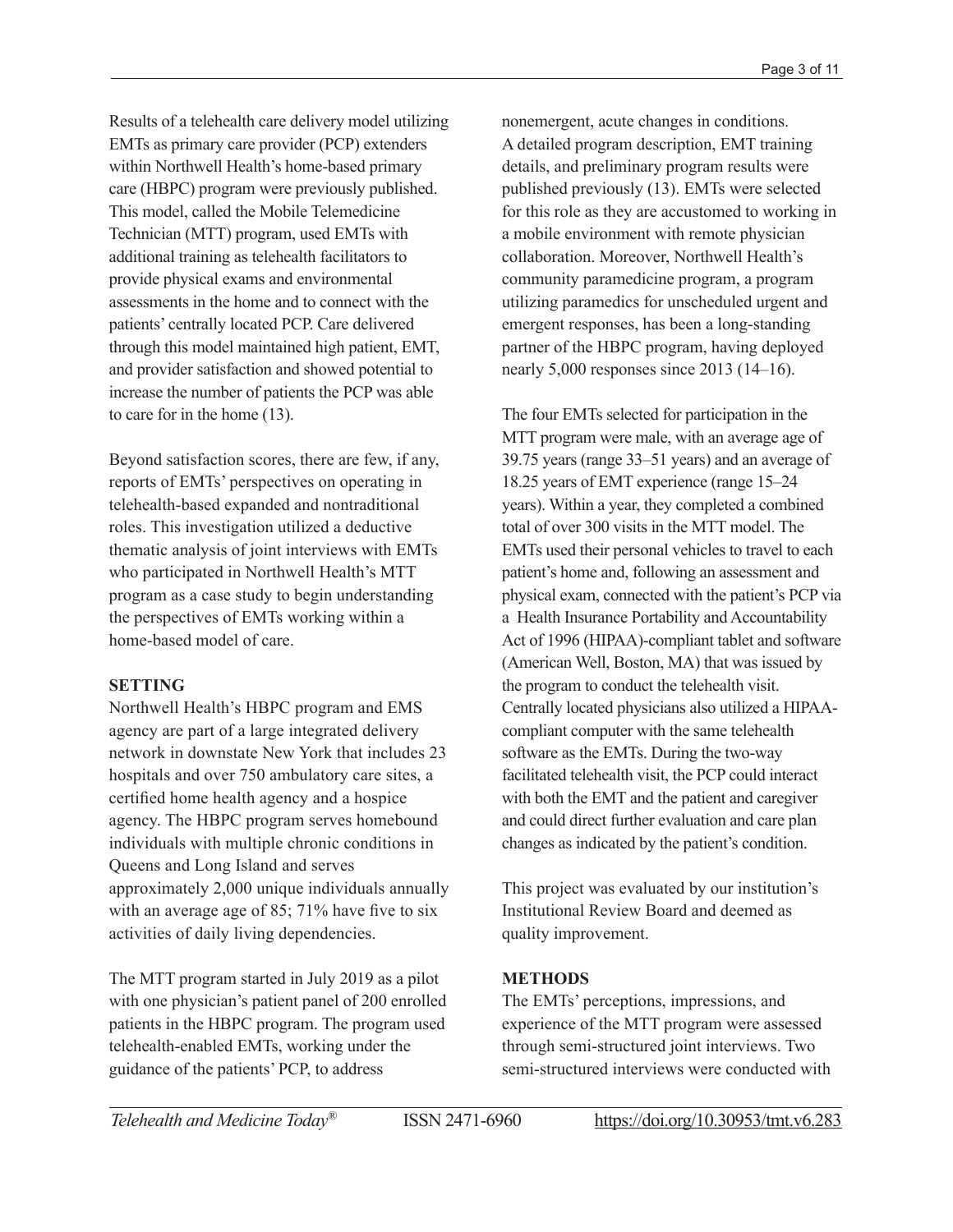Results of a telehealth care delivery model utilizing EMTs as primary care provider (PCP) extenders within Northwell Health's home-based primary care (HBPC) program were previously published. This model, called the Mobile Telemedicine Technician (MTT) program, used EMTs with additional training as telehealth facilitators to provide physical exams and environmental assessments in the home and to connect with the patients' centrally located PCP. Care delivered through this model maintained high patient, EMT, and provider satisfaction and showed potential to increase the number of patients the PCP was able to care for in the home (13).

Beyond satisfaction scores, there are few, if any, reports of EMTs' perspectives on operating in telehealth-based expanded and nontraditional roles. This investigation utilized a deductive thematic analysis of joint interviews with EMTs who participated in Northwell Health's MTT program as a case study to begin understanding the perspectives of EMTs working within a home-based model of care.

## SETTING

Northwell Health's HBPC program and EMS agency are part of a large integrated delivery network in downstate New York that includes 23 hospitals and over 750 ambulatory care sites, a certified home health agency and a hospice agency. The HBPC program serves homebound individuals with multiple chronic conditions in Queens and Long Island and serves approximately 2,000 unique individuals annually with an average age of 85; 71% have five to six activities of daily living dependencies.

The MTT program started in July 2019 as a pilot with one physician's patient panel of 200 enrolled patients in the HBPC program. The program used telehealth-enabled EMTs, working under the guidance of the patients' PCP, to address nonemergent, acute changes in conditions. A detailed program description, EMT training details, and preliminary program results were published previously (13). EMTs were selected for this role as they are accustomed to working in a mobile environment with remote physician collaboration. Moreover, Northwell Health's community paramedicine program, a program utilizing paramedics for unscheduled urgent and emergent responses, has been a long-standing partner of the HBPC program, having deployed nearly 5,000 responses since 2013 (14–16).

The four EMTs selected for participation in the MTT program were male, with an average age of 39.75 years (range 33–51 years) and an average of 18.25 years of EMT experience (range 15–24 years). Within a year, they completed a combined total of over 300 visits in the MTT model. The EMTs used their personal vehicles to travel to each patient's home and, following an assessment and physical exam, connected with the patient's PCP via a Health Insurance Portability and Accountability Act of 1996 (HIPAA)-compliant tablet and software (American Well, Boston, MA) that was issued by the program to conduct the telehealth visit. Centrally located physicians also utilized a HIPAA-compliant computer with the same telehealth software as the EMTs. During the two-way facilitated telehealth visit, the PCP could interact with both the EMT and the patient and caregiver and could direct further evaluation and care plan changes as indicated by the patient's condition.

This project was evaluated by our institution's Institutional Review Board and deemed as quality improvement.

## METHODS

The EMTs' perceptions, impressions, and experience of the MTT program were assessed through semi-structured joint interviews. Two semi-structured interviews were conducted with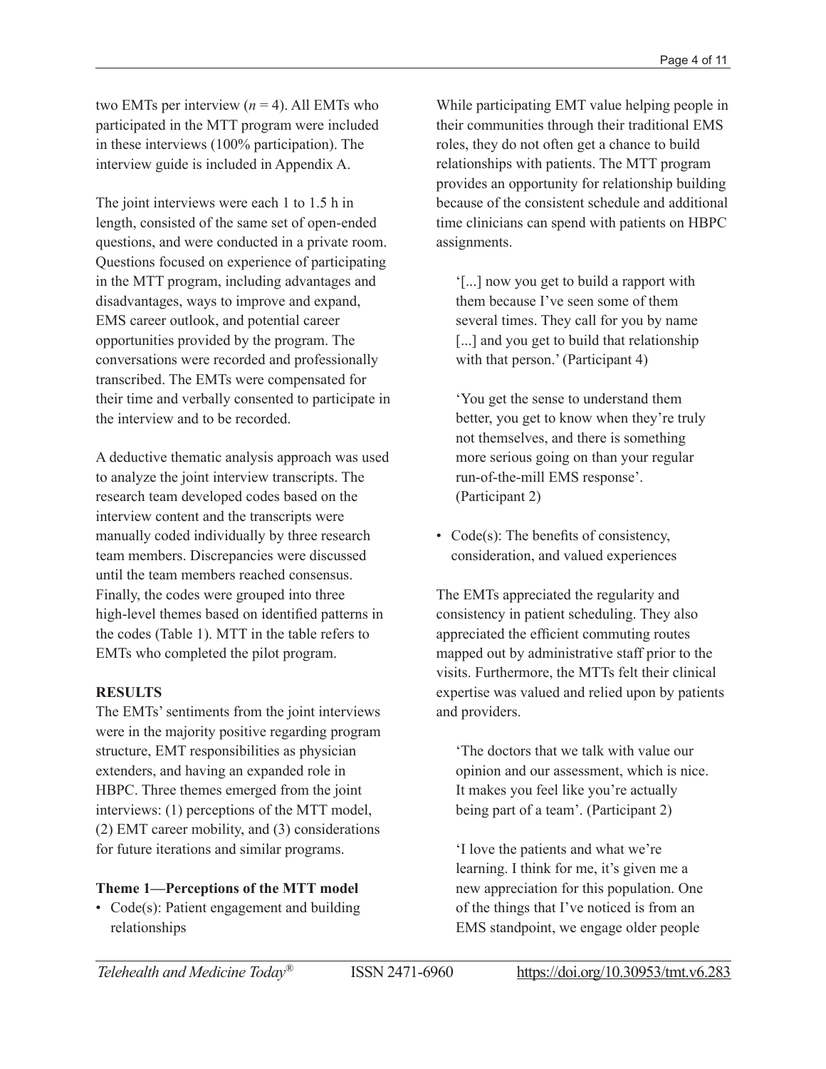two EMTs per interview ($n$ = 4). All EMTs who participated in the MTT program were included in these interviews (100% participation). The interview guide is included in Appendix A.

The joint interviews were each 1 to 1.5 h in length, consisted of the same set of open-ended questions, and were conducted in a private room. Questions focused on experience of participating in the MTT program, including advantages and disadvantages, ways to improve and expand, EMS career outlook, and potential career opportunities provided by the program. The conversations were recorded and professionally transcribed. The EMTs were compensated for their time and verbally consented to participate in the interview and to be recorded.

A deductive thematic analysis approach was used to analyze the joint interview transcripts. The research team developed codes based on the interview content and the transcripts were manually coded individually by three research team members. Discrepancies were discussed until the team members reached consensus. Finally, the codes were grouped into three high-level themes based on identified patterns in the codes (Table 1). MTT in the table refers to EMTs who completed the pilot program.

## RESULTS

The EMTs' sentiments from the joint interviews were in the majority positive regarding program structure, EMT responsibilities as physician extenders, and having an expanded role in HBPC. Three themes emerged from the joint interviews: (1) perceptions of the MTT model, (2) EMT career mobility, and (3) considerations for future iterations and similar programs.

### Theme 1—Perceptions of the MTT model

- Code(s): Patient engagement and building relationships

While participating EMT value helping people in their communities through their traditional EMS roles, they do not often get a chance to build relationships with patients. The MTT program provides an opportunity for relationship building because of the consistent schedule and additional time clinicians can spend with patients on HBPC assignments.

> '[...] now you get to build a rapport with them because I've seen some of them several times. They call for you by name [...] and you get to build that relationship with that person.' (Participant 4)

> 'You get the sense to understand them better, you get to know when they're truly not themselves, and there is something more serious going on than your regular run-of-the-mill EMS response'. (Participant 2)

- Code(s): The benefits of consistency, consideration, and valued experiences

The EMTs appreciated the regularity and consistency in patient scheduling. They also appreciated the efficient commuting routes mapped out by administrative staff prior to the visits. Furthermore, the MTTs felt their clinical expertise was valued and relied upon by patients and providers.

> 'The doctors that we talk with value our opinion and our assessment, which is nice. It makes you feel like you're actually being part of a team'. (Participant 2)

> 'I love the patients and what we're learning. I think for me, it's given me a new appreciation for this population. One of the things that I've noticed is from an EMS standpoint, we engage older people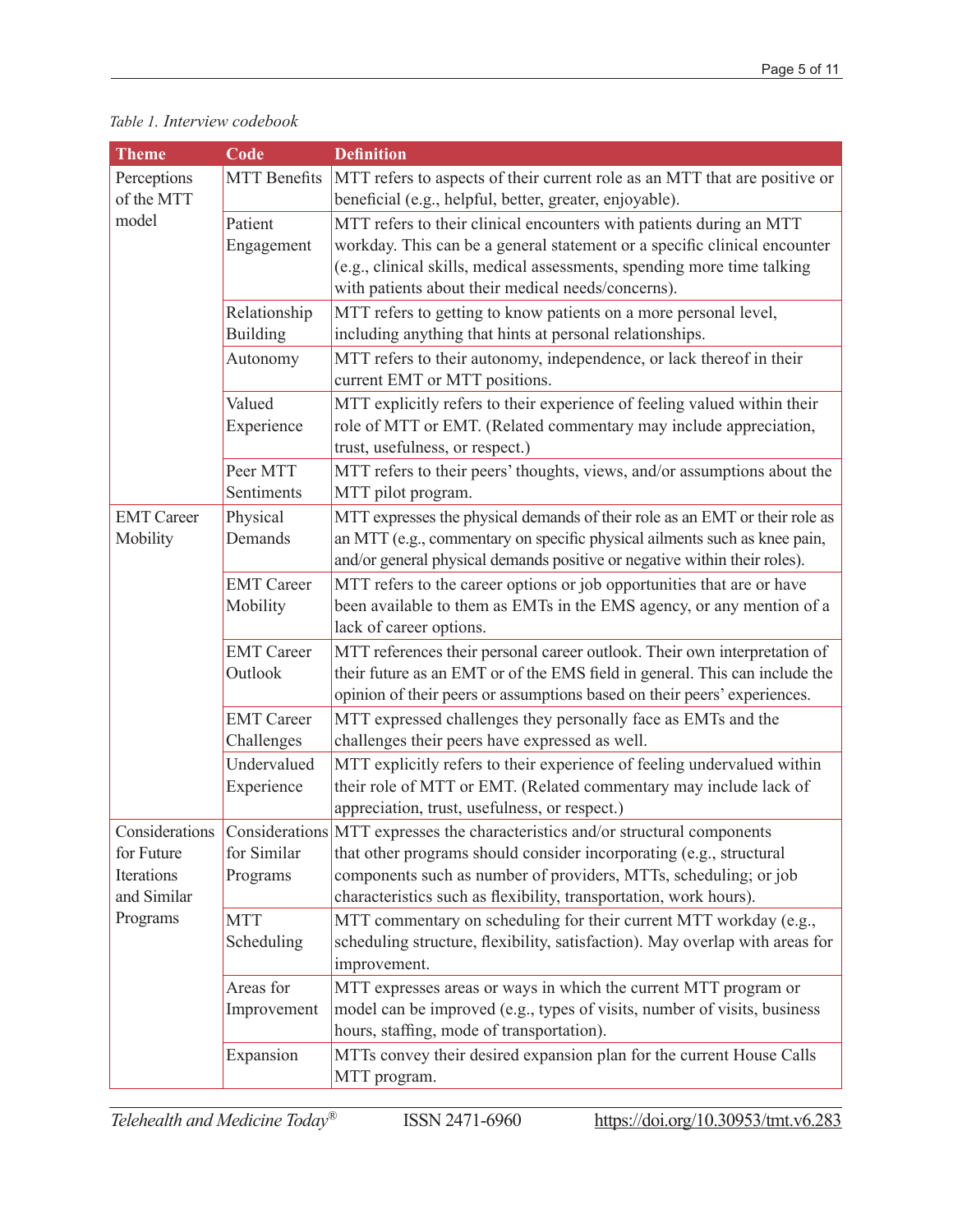*Table 1. Interview codebook*

| Theme | Code | Definition |
|---|---|---|
| Perceptions of the MTT model | MTT Benefits | MTT refers to aspects of their current role as an MTT that are positive or beneficial (e.g., helpful, better, greater, enjoyable). |
| | Patient Engagement | MTT refers to their clinical encounters with patients during an MTT workday. This can be a general statement or a specific clinical encounter (e.g., clinical skills, medical assessments, spending more time talking with patients about their medical needs/concerns). |
| | Relationship Building | MTT refers to getting to know patients on a more personal level, including anything that hints at personal relationships. |
| | Autonomy | MTT refers to their autonomy, independence, or lack thereof in their current EMT or MTT positions. |
| | Valued Experience | MTT explicitly refers to their experience of feeling valued within their role of MTT or EMT. (Related commentary may include appreciation, trust, usefulness, or respect.) |
| | Peer MTT Sentiments | MTT refers to their peers' thoughts, views, and/or assumptions about the MTT pilot program. |
| EMT Career Mobility | Physical Demands | MTT expresses the physical demands of their role as an EMT or their role as an MTT (e.g., commentary on specific physical ailments such as knee pain, and/or general physical demands positive or negative within their roles). |
| | EMT Career Mobility | MTT refers to the career options or job opportunities that are or have been available to them as EMTs in the EMS agency, or any mention of a lack of career options. |
| | EMT Career Outlook | MTT references their personal career outlook. Their own interpretation of their future as an EMT or of the EMS field in general. This can include the opinion of their peers or assumptions based on their peers' experiences. |
| | EMT Career Challenges | MTT expressed challenges they personally face as EMTs and the challenges their peers have expressed as well. |
| | Undervalued Experience | MTT explicitly refers to their experience of feeling undervalued within their role of MTT or EMT. (Related commentary may include lack of appreciation, trust, usefulness, or respect.) |
| Considerations for Future Iterations and Similar Programs | Considerations for Similar Programs | MTT expresses the characteristics and/or structural components that other programs should consider incorporating (e.g., structural components such as number of providers, MTTs, scheduling; or job characteristics such as flexibility, transportation, work hours). |
| | MTT Scheduling | MTT commentary on scheduling for their current MTT workday (e.g., scheduling structure, flexibility, satisfaction). May overlap with areas for improvement. |
| | Areas for Improvement | MTT expresses areas or ways in which the current MTT program or model can be improved (e.g., types of visits, number of visits, business hours, staffing, mode of transportation). |
| | Expansion | MTTs convey their desired expansion plan for the current House Calls MTT program. |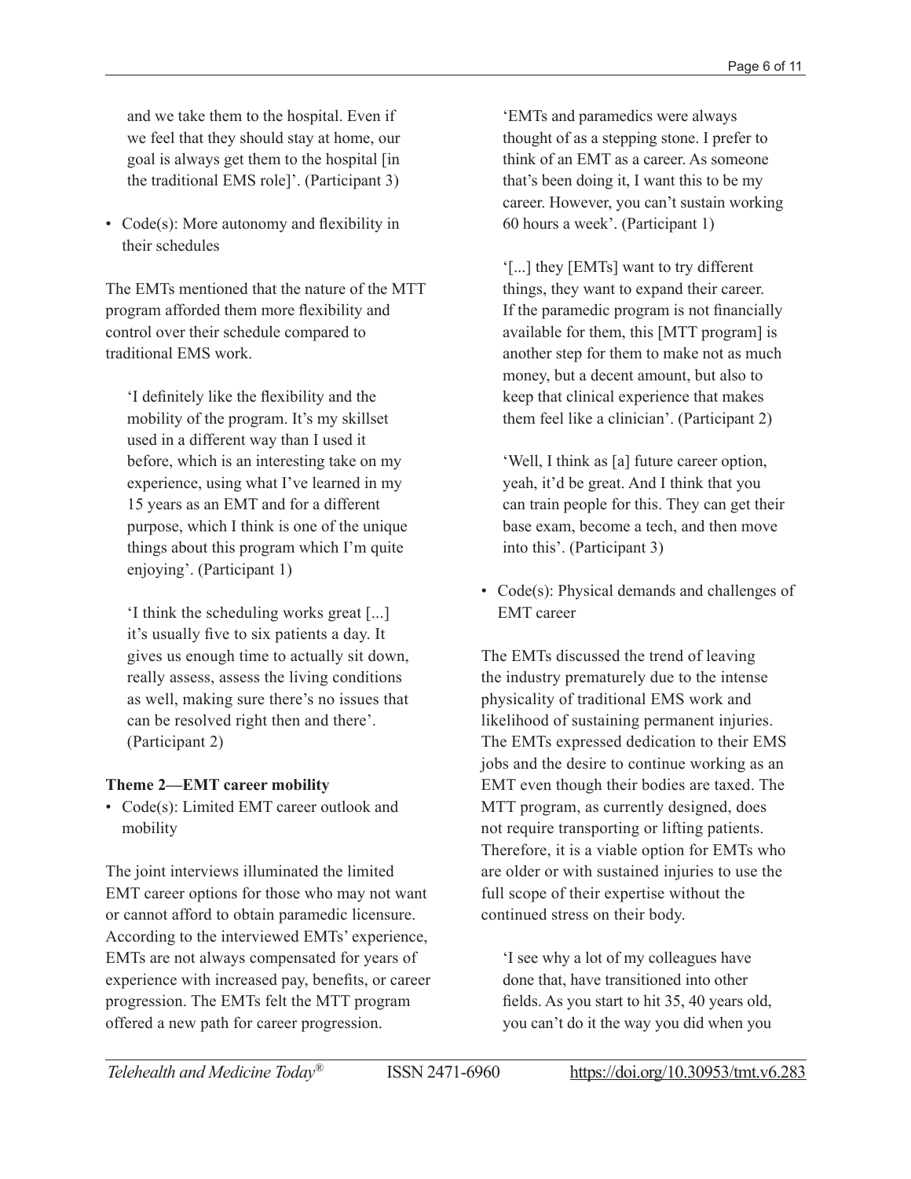and we take them to the hospital. Even if we feel that they should stay at home, our goal is always get them to the hospital [in the traditional EMS role]'. (Participant 3)

- Code(s): More autonomy and flexibility in their schedules

The EMTs mentioned that the nature of the MTT program afforded them more flexibility and control over their schedule compared to traditional EMS work.

> 'I definitely like the flexibility and the mobility of the program. It's my skillset used in a different way than I used it before, which is an interesting take on my experience, using what I've learned in my 15 years as an EMT and for a different purpose, which I think is one of the unique things about this program which I'm quite enjoying'. (Participant 1)

> 'I think the scheduling works great [...] it's usually five to six patients a day. It gives us enough time to actually sit down, really assess, assess the living conditions as well, making sure there's no issues that can be resolved right then and there'. (Participant 2)

**Theme 2—EMT career mobility**

- Code(s): Limited EMT career outlook and mobility

The joint interviews illuminated the limited EMT career options for those who may not want or cannot afford to obtain paramedic licensure. According to the interviewed EMTs' experience, EMTs are not always compensated for years of experience with increased pay, benefits, or career progression. The EMTs felt the MTT program offered a new path for career progression.

> 'EMTs and paramedics were always thought of as a stepping stone. I prefer to think of an EMT as a career. As someone that's been doing it, I want this to be my career. However, you can't sustain working 60 hours a week'. (Participant 1)

> '[...] they [EMTs] want to try different things, they want to expand their career. If the paramedic program is not financially available for them, this [MTT program] is another step for them to make not as much money, but a decent amount, but also to keep that clinical experience that makes them feel like a clinician'. (Participant 2)

> 'Well, I think as [a] future career option, yeah, it'd be great. And I think that you can train people for this. They can get their base exam, become a tech, and then move into this'. (Participant 3)

- Code(s): Physical demands and challenges of EMT career

The EMTs discussed the trend of leaving the industry prematurely due to the intense physicality of traditional EMS work and likelihood of sustaining permanent injuries. The EMTs expressed dedication to their EMS jobs and the desire to continue working as an EMT even though their bodies are taxed. The MTT program, as currently designed, does not require transporting or lifting patients. Therefore, it is a viable option for EMTs who are older or with sustained injuries to use the full scope of their expertise without the continued stress on their body.

> 'I see why a lot of my colleagues have done that, have transitioned into other fields. As you start to hit 35, 40 years old, you can't do it the way you did when you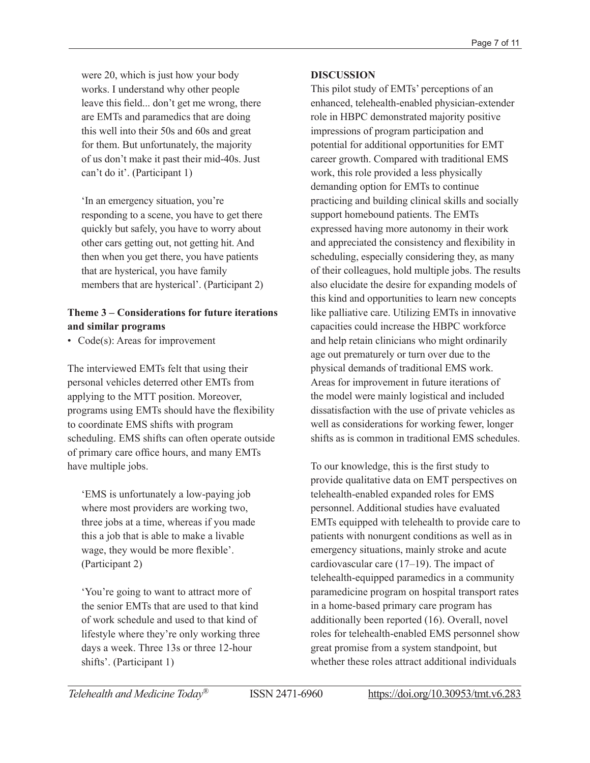were 20, which is just how your body works. I understand why other people leave this field... don't get me wrong, there are EMTs and paramedics that are doing this well into their 50s and 60s and great for them. But unfortunately, the majority of us don't make it past their mid-40s. Just can't do it'. (Participant 1)

> 'In an emergency situation, you're responding to a scene, you have to get there quickly but safely, you have to worry about other cars getting out, not getting hit. And then when you get there, you have patients that are hysterical, you have family members that are hysterical'. (Participant 2)

### Theme 3 – Considerations for future iterations and similar programs

- Code(s): Areas for improvement

The interviewed EMTs felt that using their personal vehicles deterred other EMTs from applying to the MTT position. Moreover, programs using EMTs should have the flexibility to coordinate EMS shifts with program scheduling. EMS shifts can often operate outside of primary care office hours, and many EMTs have multiple jobs.

> 'EMS is unfortunately a low-paying job where most providers are working two, three jobs at a time, whereas if you made this a job that is able to make a livable wage, they would be more flexible'. (Participant 2)

> 'You're going to want to attract more of the senior EMTs that are used to that kind of work schedule and used to that kind of lifestyle where they're only working three days a week. Three 13s or three 12-hour shifts'. (Participant 1)

## DISCUSSION

This pilot study of EMTs' perceptions of an enhanced, telehealth-enabled physician-extender role in HBPC demonstrated majority positive impressions of program participation and potential for additional opportunities for EMT career growth. Compared with traditional EMS work, this role provided a less physically demanding option for EMTs to continue practicing and building clinical skills and socially support homebound patients. The EMTs expressed having more autonomy in their work and appreciated the consistency and flexibility in scheduling, especially considering they, as many of their colleagues, hold multiple jobs. The results also elucidate the desire for expanding models of this kind and opportunities to learn new concepts like palliative care. Utilizing EMTs in innovative capacities could increase the HBPC workforce and help retain clinicians who might ordinarily age out prematurely or turn over due to the physical demands of traditional EMS work. Areas for improvement in future iterations of the model were mainly logistical and included dissatisfaction with the use of private vehicles as well as considerations for working fewer, longer shifts as is common in traditional EMS schedules.

To our knowledge, this is the first study to provide qualitative data on EMT perspectives on telehealth-enabled expanded roles for EMS personnel. Additional studies have evaluated EMTs equipped with telehealth to provide care to patients with nonurgent conditions as well as in emergency situations, mainly stroke and acute cardiovascular care (17–19). The impact of telehealth-equipped paramedics in a community paramedicine program on hospital transport rates in a home-based primary care program has additionally been reported (16). Overall, novel roles for telehealth-enabled EMS personnel show great promise from a system standpoint, but whether these roles attract additional individuals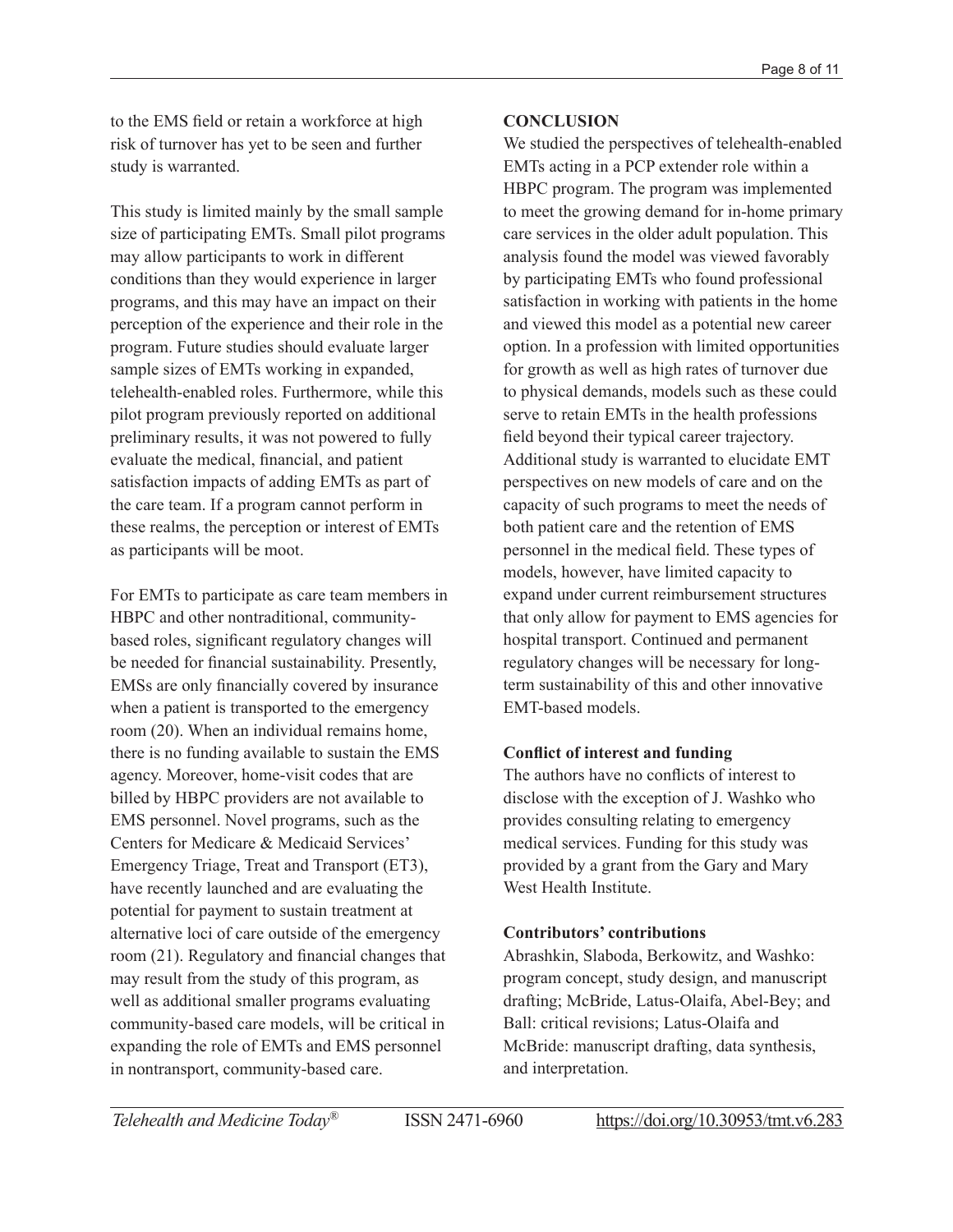to the EMS field or retain a workforce at high risk of turnover has yet to be seen and further study is warranted.

This study is limited mainly by the small sample size of participating EMTs. Small pilot programs may allow participants to work in different conditions than they would experience in larger programs, and this may have an impact on their perception of the experience and their role in the program. Future studies should evaluate larger sample sizes of EMTs working in expanded, telehealth-enabled roles. Furthermore, while this pilot program previously reported on additional preliminary results, it was not powered to fully evaluate the medical, financial, and patient satisfaction impacts of adding EMTs as part of the care team. If a program cannot perform in these realms, the perception or interest of EMTs as participants will be moot.

For EMTs to participate as care team members in HBPC and other nontraditional, community-based roles, significant regulatory changes will be needed for financial sustainability. Presently, EMSs are only financially covered by insurance when a patient is transported to the emergency room (20). When an individual remains home, there is no funding available to sustain the EMS agency. Moreover, home-visit codes that are billed by HBPC providers are not available to EMS personnel. Novel programs, such as the Centers for Medicare & Medicaid Services' Emergency Triage, Treat and Transport (ET3), have recently launched and are evaluating the potential for payment to sustain treatment at alternative loci of care outside of the emergency room (21). Regulatory and financial changes that may result from the study of this program, as well as additional smaller programs evaluating community-based care models, will be critical in expanding the role of EMTs and EMS personnel in nontransport, community-based care.

## CONCLUSION

We studied the perspectives of telehealth-enabled EMTs acting in a PCP extender role within a HBPC program. The program was implemented to meet the growing demand for in-home primary care services in the older adult population. This analysis found the model was viewed favorably by participating EMTs who found professional satisfaction in working with patients in the home and viewed this model as a potential new career option. In a profession with limited opportunities for growth as well as high rates of turnover due to physical demands, models such as these could serve to retain EMTs in the health professions field beyond their typical career trajectory. Additional study is warranted to elucidate EMT perspectives on new models of care and on the capacity of such programs to meet the needs of both patient care and the retention of EMS personnel in the medical field. These types of models, however, have limited capacity to expand under current reimbursement structures that only allow for payment to EMS agencies for hospital transport. Continued and permanent regulatory changes will be necessary for long-term sustainability of this and other innovative EMT-based models.

### Conflict of interest and funding

The authors have no conflicts of interest to disclose with the exception of J. Washko who provides consulting relating to emergency medical services. Funding for this study was provided by a grant from the Gary and Mary West Health Institute.

### Contributors' contributions

Abrashkin, Slaboda, Berkowitz, and Washko: program concept, study design, and manuscript drafting; McBride, Latus-Olaifa, Abel-Bey; and Ball: critical revisions; Latus-Olaifa and McBride: manuscript drafting, data synthesis, and interpretation.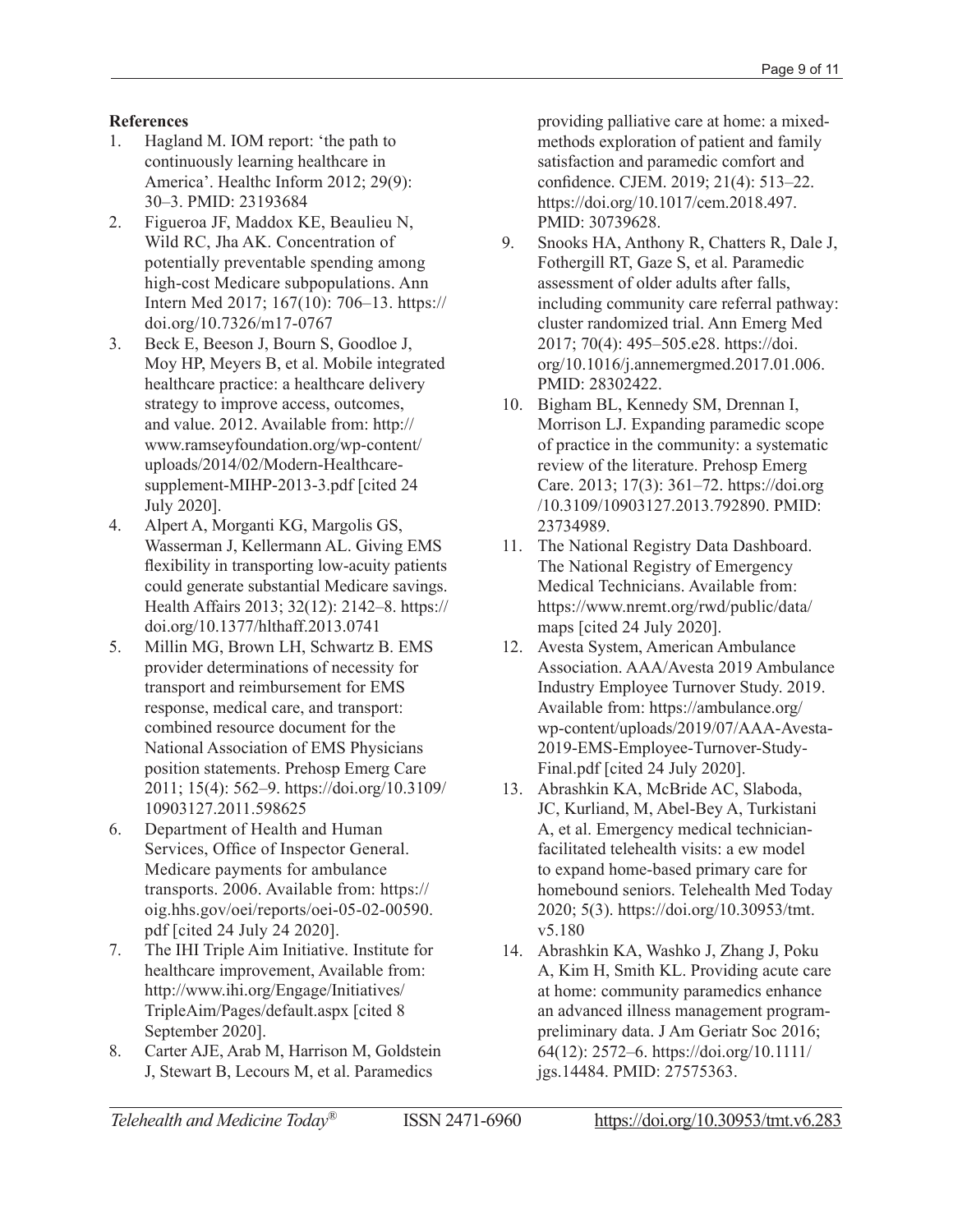**References**

1. Hagland M. IOM report: 'the path to continuously learning healthcare in America'. Healthc Inform 2012; 29(9): 30–3. PMID: 23193684
2. Figueroa JF, Maddox KE, Beaulieu N, Wild RC, Jha AK. Concentration of potentially preventable spending among high-cost Medicare subpopulations. Ann Intern Med 2017; 167(10): 706–13. https://doi.org/10.7326/m17-0767
3. Beck E, Beeson J, Bourn S, Goodloe J, Moy HP, Meyers B, et al. Mobile integrated healthcare practice: a healthcare delivery strategy to improve access, outcomes, and value. 2012. Available from: http://www.ramseyfoundation.org/wp-content/uploads/2014/02/Modern-Healthcare-supplement-MIHP-2013-3.pdf [cited 24 July 2020].
4. Alpert A, Morganti KG, Margolis GS, Wasserman J, Kellermann AL. Giving EMS flexibility in transporting low-acuity patients could generate substantial Medicare savings. Health Affairs 2013; 32(12): 2142–8. https://doi.org/10.1377/hlthaff.2013.0741
5. Millin MG, Brown LH, Schwartz B. EMS provider determinations of necessity for transport and reimbursement for EMS response, medical care, and transport: combined resource document for the National Association of EMS Physicians position statements. Prehosp Emerg Care 2011; 15(4): 562–9. https://doi.org/10.3109/10903127.2011.598625
6. Department of Health and Human Services, Office of Inspector General. Medicare payments for ambulance transports. 2006. Available from: https://oig.hhs.gov/oei/reports/oei-05-02-00590.pdf [cited 24 July 24 2020].
7. The IHI Triple Aim Initiative. Institute for healthcare improvement, Available from: http://www.ihi.org/Engage/Initiatives/TripleAim/Pages/default.aspx [cited 8 September 2020].
8. Carter AJE, Arab M, Harrison M, Goldstein J, Stewart B, Lecours M, et al. Paramedics providing palliative care at home: a mixed-methods exploration of patient and family satisfaction and paramedic comfort and confidence. CJEM. 2019; 21(4): 513–22. https://doi.org/10.1017/cem.2018.497. PMID: 30739628.
9. Snooks HA, Anthony R, Chatters R, Dale J, Fothergill RT, Gaze S, et al. Paramedic assessment of older adults after falls, including community care referral pathway: cluster randomized trial. Ann Emerg Med 2017; 70(4): 495–505.e28. https://doi.org/10.1016/j.annemergmed.2017.01.006. PMID: 28302422.
10. Bigham BL, Kennedy SM, Drennan I, Morrison LJ. Expanding paramedic scope of practice in the community: a systematic review of the literature. Prehosp Emerg Care. 2013; 17(3): 361–72. https://doi.org/10.3109/10903127.2013.792890. PMID: 23734989.
11. The National Registry Data Dashboard. The National Registry of Emergency Medical Technicians. Available from: https://www.nremt.org/rwd/public/data/maps [cited 24 July 2020].
12. Avesta System, American Ambulance Association. AAA/Avesta 2019 Ambulance Industry Employee Turnover Study. 2019. Available from: https://ambulance.org/wp-content/uploads/2019/07/AAA-Avesta-2019-EMS-Employee-Turnover-Study-Final.pdf [cited 24 July 2020].
13. Abrashkin KA, McBride AC, Slaboda, JC, Kurliand, M, Abel-Bey A, Turkistani A, et al. Emergency medical technician-facilitated telehealth visits: a ew model to expand home-based primary care for homebound seniors. Telehealth Med Today 2020; 5(3). https://doi.org/10.30953/tmt.v5.180
14. Abrashkin KA, Washko J, Zhang J, Poku A, Kim H, Smith KL. Providing acute care at home: community paramedics enhance an advanced illness management program-preliminary data. J Am Geriatr Soc 2016; 64(12): 2572–6. https://doi.org/10.1111/jgs.14484. PMID: 27575363.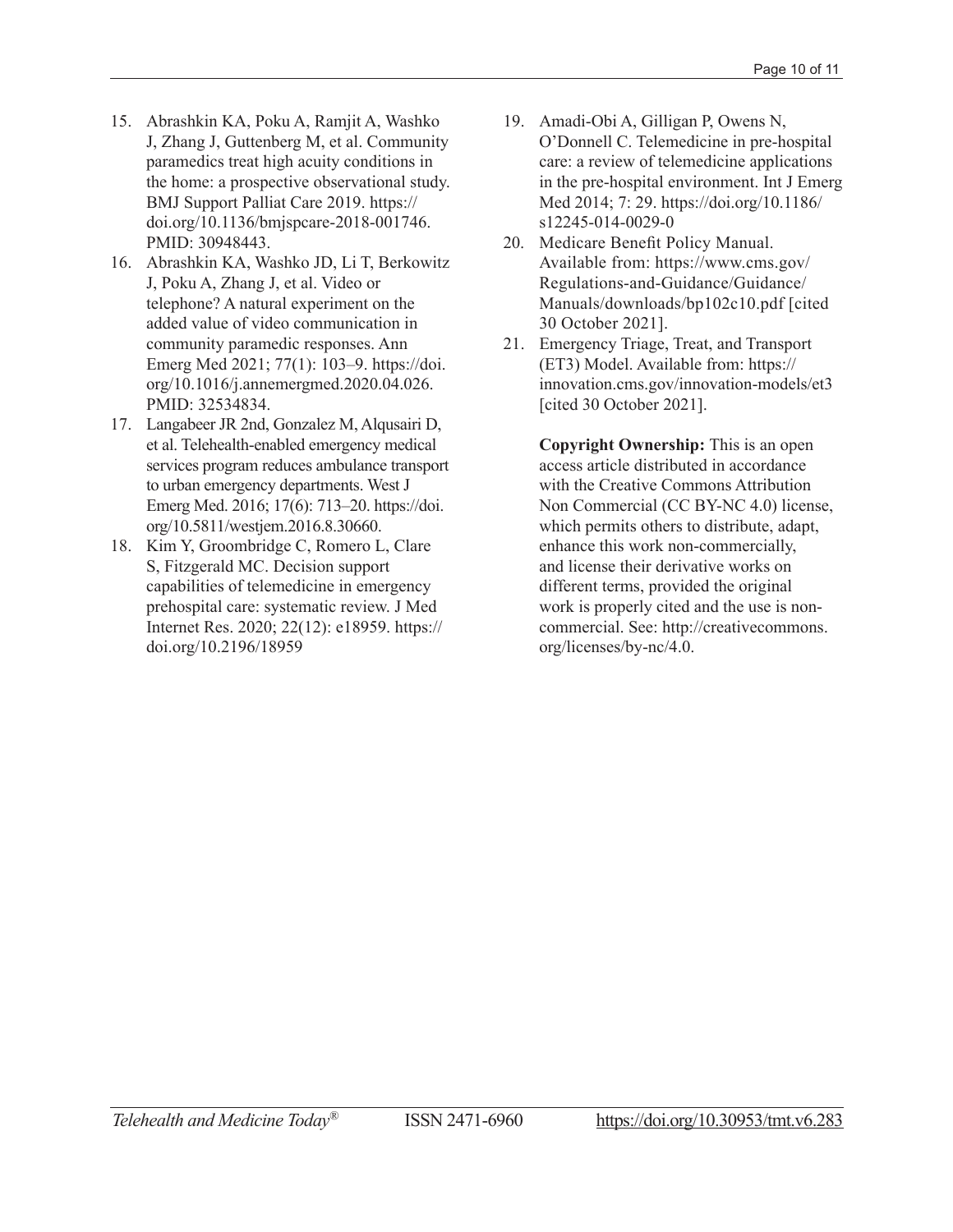15. Abrashkin KA, Poku A, Ramjit A, Washko J, Zhang J, Guttenberg M, et al. Community paramedics treat high acuity conditions in the home: a prospective observational study. BMJ Support Palliat Care 2019. https://doi.org/10.1136/bmjspcare-2018-001746. PMID: 30948443.
16. Abrashkin KA, Washko JD, Li T, Berkowitz J, Poku A, Zhang J, et al. Video or telephone? A natural experiment on the added value of video communication in community paramedic responses. Ann Emerg Med 2021; 77(1): 103–9. https://doi.org/10.1016/j.annemergmed.2020.04.026. PMID: 32534834.
17. Langabeer JR 2nd, Gonzalez M, Alqusairi D, et al. Telehealth-enabled emergency medical services program reduces ambulance transport to urban emergency departments. West J Emerg Med. 2016; 17(6): 713–20. https://doi.org/10.5811/westjem.2016.8.30660.
18. Kim Y, Groombridge C, Romero L, Clare S, Fitzgerald MC. Decision support capabilities of telemedicine in emergency prehospital care: systematic review. J Med Internet Res. 2020; 22(12): e18959. https://doi.org/10.2196/18959
19. Amadi-Obi A, Gilligan P, Owens N, O'Donnell C. Telemedicine in pre-hospital care: a review of telemedicine applications in the pre-hospital environment. Int J Emerg Med 2014; 7: 29. https://doi.org/10.1186/s12245-014-0029-0
20. Medicare Benefit Policy Manual. Available from: https://www.cms.gov/Regulations-and-Guidance/Guidance/Manuals/downloads/bp102c10.pdf [cited 30 October 2021].
21. Emergency Triage, Treat, and Transport (ET3) Model. Available from: https://innovation.cms.gov/innovation-models/et3 [cited 30 October 2021].

**Copyright Ownership:** This is an open access article distributed in accordance with the Creative Commons Attribution Non Commercial (CC BY-NC 4.0) license, which permits others to distribute, adapt, enhance this work non-commercially, and license their derivative works on different terms, provided the original work is properly cited and the use is non-commercial. See: http://creativecommons.org/licenses/by-nc/4.0.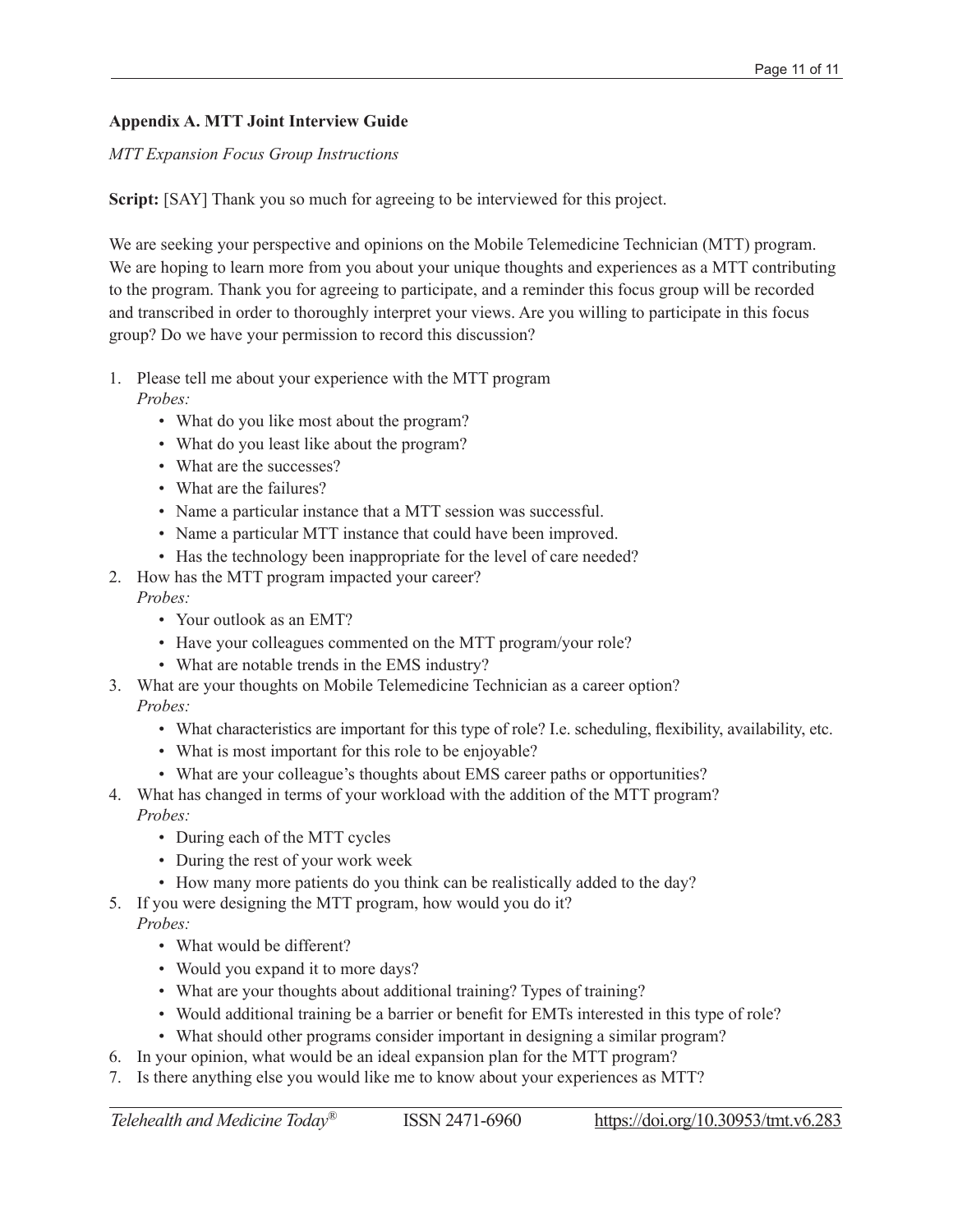**Appendix A. MTT Joint Interview Guide**

*MTT Expansion Focus Group Instructions*

**Script:** [SAY] Thank you so much for agreeing to be interviewed for this project.

We are seeking your perspective and opinions on the Mobile Telemedicine Technician (MTT) program. We are hoping to learn more from you about your unique thoughts and experiences as a MTT contributing to the program. Thank you for agreeing to participate, and a reminder this focus group will be recorded and transcribed in order to thoroughly interpret your views. Are you willing to participate in this focus group? Do we have your permission to record this discussion?

1. Please tell me about your experience with the MTT program
   *Probes:*
   - What do you like most about the program?
   - What do you least like about the program?
   - What are the successes?
   - What are the failures?
   - Name a particular instance that a MTT session was successful.
   - Name a particular MTT instance that could have been improved.
   - Has the technology been inappropriate for the level of care needed?
2. How has the MTT program impacted your career?
   *Probes:*
   - Your outlook as an EMT?
   - Have your colleagues commented on the MTT program/your role?
   - What are notable trends in the EMS industry?
3. What are your thoughts on Mobile Telemedicine Technician as a career option?
   *Probes:*
   - What characteristics are important for this type of role? I.e. scheduling, flexibility, availability, etc.
   - What is most important for this role to be enjoyable?
   - What are your colleague's thoughts about EMS career paths or opportunities?
4. What has changed in terms of your workload with the addition of the MTT program?
   *Probes:*
   - During each of the MTT cycles
   - During the rest of your work week
   - How many more patients do you think can be realistically added to the day?
5. If you were designing the MTT program, how would you do it?
   *Probes:*
   - What would be different?
   - Would you expand it to more days?
   - What are your thoughts about additional training? Types of training?
   - Would additional training be a barrier or benefit for EMTs interested in this type of role?
   - What should other programs consider important in designing a similar program?
6. In your opinion, what would be an ideal expansion plan for the MTT program?
7. Is there anything else you would like me to know about your experiences as MTT?